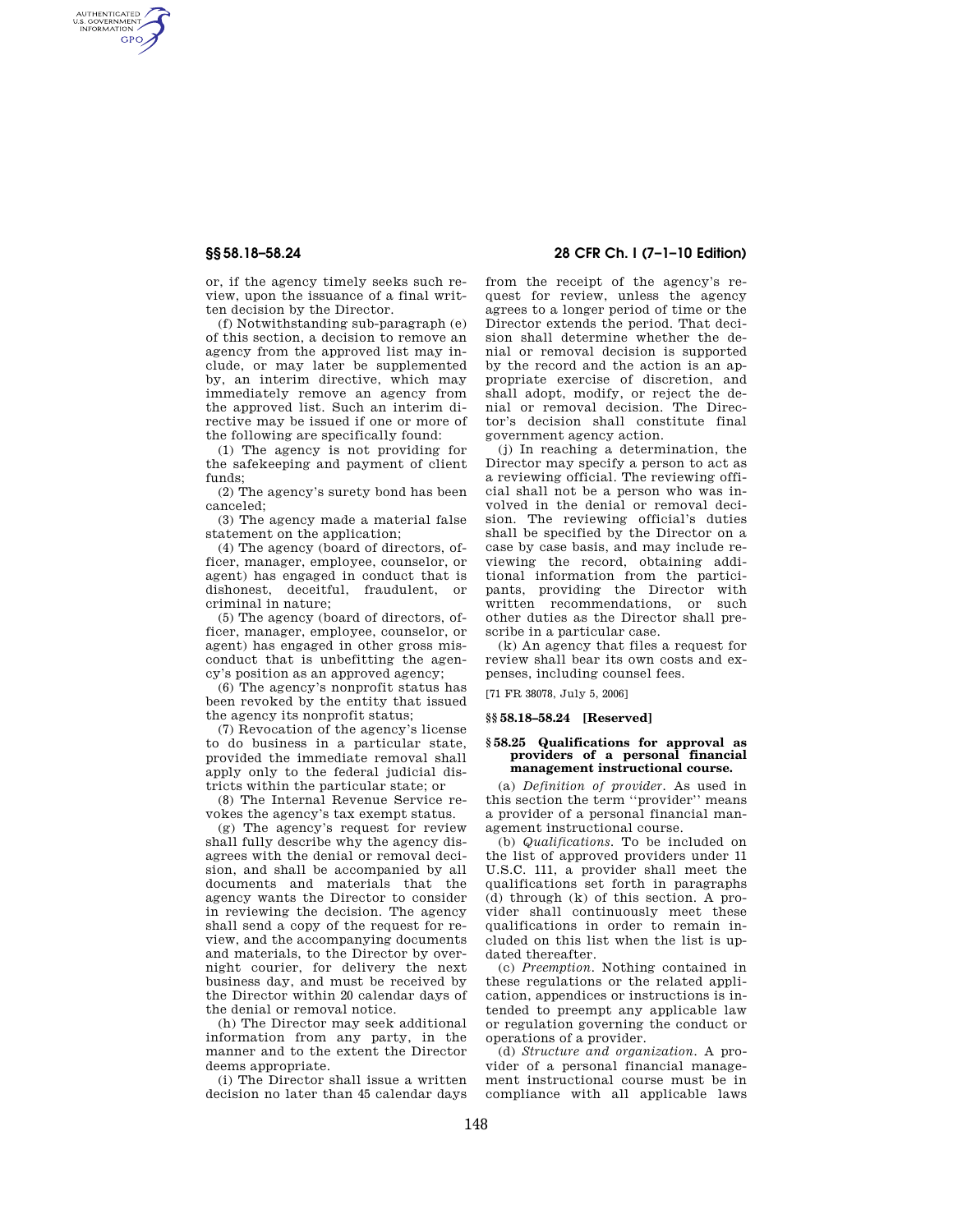or, if the agency timely seeks such review, upon the issuance of a final written decision by the Director.

(f) Notwithstanding sub-paragraph (e) of this section, a decision to remove an agency from the approved list may include, or may later be supplemented by, an interim directive, which may immediately remove an agency from the approved list. Such an interim directive may be issued if one or more of the following are specifically found:

(1) The agency is not providing for the safekeeping and payment of client funds;

(2) The agency's surety bond has been canceled;

(3) The agency made a material false statement on the application;

(4) The agency (board of directors, officer, manager, employee, counselor, or agent) has engaged in conduct that is dishonest, deceitful, fraudulent, or criminal in nature;

(5) The agency (board of directors, officer, manager, employee, counselor, or agent) has engaged in other gross misconduct that is unbefitting the agency's position as an approved agency;

(6) The agency's nonprofit status has been revoked by the entity that issued the agency its nonprofit status;

(7) Revocation of the agency's license to do business in a particular state, provided the immediate removal shall apply only to the federal judicial districts within the particular state; or

(8) The Internal Revenue Service revokes the agency's tax exempt status.

(g) The agency's request for review shall fully describe why the agency disagrees with the denial or removal decision, and shall be accompanied by all documents and materials that the agency wants the Director to consider in reviewing the decision. The agency shall send a copy of the request for review, and the accompanying documents and materials, to the Director by overnight courier, for delivery the next business day, and must be received by the Director within 20 calendar days of the denial or removal notice.

(h) The Director may seek additional information from any party, in the manner and to the extent the Director deems appropriate.

(i) The Director shall issue a written decision no later than 45 calendar days from the receipt of the agency's request for review, unless the agency agrees to a longer period of time or the Director extends the period. That decision shall determine whether the denial or removal decision is supported by the record and the action is an appropriate exercise of discretion, and shall adopt, modify, or reject the denial or removal decision. The Director's decision shall constitute final government agency action.

(j) In reaching a determination, the Director may specify a person to act as a reviewing official. The reviewing official shall not be a person who was involved in the denial or removal decision. The reviewing official's duties shall be specified by the Director on a case by case basis, and may include reviewing the record, obtaining additional information from the participants, providing the Director with written recommendations, or such other duties as the Director shall prescribe in a particular case.

(k) An agency that files a request for review shall bear its own costs and expenses, including counsel fees.

[71 FR 38078, July 5, 2006]

## §§ 58.18–58.24 [Reserved]

## § 58.25 Qualifications for approval as providers of a personal financial management instructional course.

(a) *Definition of provider.* As used in this section the term ''provider'' means a provider of a personal financial management instructional course.

(b) *Qualifications.* To be included on the list of approved providers under 11 U.S.C. 111, a provider shall meet the qualifications set forth in paragraphs (d) through (k) of this section. A provider shall continuously meet these qualifications in order to remain included on this list when the list is updated thereafter.

(c) *Preemption.* Nothing contained in these regulations or the related applications, appendices or instructions is intended to preempt any applicable law or regulation governing the conduct or operations of a provider.

(d) *Structure and organization.* A provider of a personal financial management instructional course must be in compliance with all applicable laws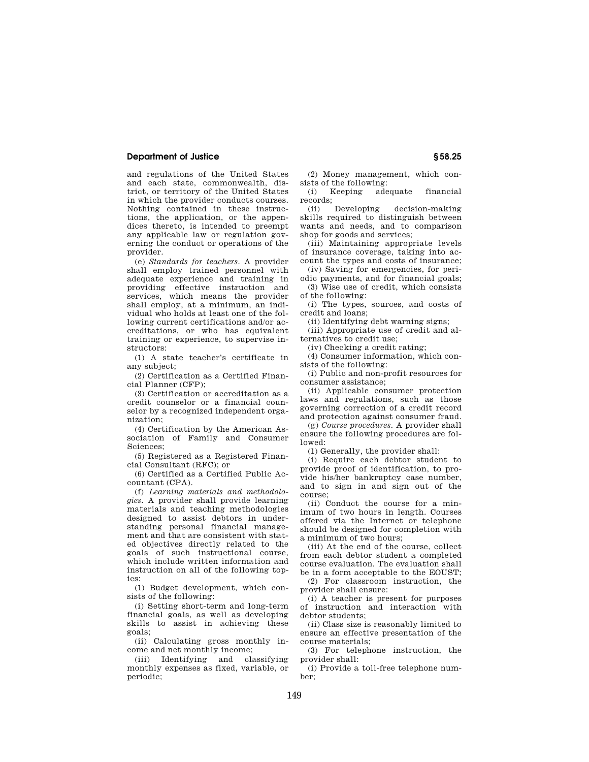and regulations of the United States and each state, commonwealth, district, or territory of the United States in which the provider conducts courses. Nothing contained in these instructions, the application, or the appendices thereto, is intended to preempt any applicable law or regulation governing the conduct or operations of the provider.

(e) *Standards for teachers.* A provider shall employ trained personnel with adequate experience and training in providing effective instruction and services, which means the provider shall employ, at a minimum, an individual who holds at least one of the following current certifications and/or accreditations, or who has equivalent training or experience, to supervise instructors:

(1) A state teacher's certificate in any subject;

(2) Certification as a Certified Financial Planner (CFP);

(3) Certification or accreditation as a credit counselor or a financial counselor by a recognized independent organization;

(4) Certification by the American Association of Family and Consumer Sciences;

(5) Registered as a Registered Financial Consultant (RFC); or

(6) Certified as a Certified Public Accountant (CPA).

(f) *Learning materials and methodologies.* A provider shall provide learning materials and teaching methodologies designed to assist debtors in understanding personal financial management and that are consistent with stated objectives directly related to the goals of such instructional course, which include written information and instruction on all of the following topics:

(1) Budget development, which consists of the following:

(i) Setting short-term and long-term financial goals, as well as developing skills to assist in achieving these goals;

(ii) Calculating gross monthly income and net monthly income;

(iii) Identifying and classifying monthly expenses as fixed, variable, or periodic;

(2) Money management, which consists of the following:

(i) Keeping adequate financial records;

(ii) Developing decision-making skills required to distinguish between wants and needs, and to comparison shop for goods and services;

(iii) Maintaining appropriate levels of insurance coverage, taking into account the types and costs of insurance;

(iv) Saving for emergencies, for periodic payments, and for financial goals;

(3) Wise use of credit, which consists of the following:

(i) The types, sources, and costs of credit and loans;

(ii) Identifying debt warning signs;

(iii) Appropriate use of credit and alternatives to credit use;

(iv) Checking a credit rating;

(4) Consumer information, which consists of the following:

(i) Public and non-profit resources for consumer assistance;

(ii) Applicable consumer protection laws and regulations, such as those governing correction of a credit record and protection against consumer fraud.

(g) *Course procedures.* A provider shall ensure the following procedures are followed:

(1) Generally, the provider shall:

(i) Require each debtor student to provide proof of identification, to provide his/her bankruptcy case number, and to sign in and sign out of the course;

(ii) Conduct the course for a minimum of two hours in length. Courses offered via the Internet or telephone should be designed for completion with a minimum of two hours;

(iii) At the end of the course, collect from each debtor student a completed course evaluation. The evaluation shall be in a form acceptable to the EOUST;

(2) For classroom instruction, the provider shall ensure:

(i) A teacher is present for purposes of instruction and interaction with debtor students;

(ii) Class size is reasonably limited to ensure an effective presentation of the course materials;

(3) For telephone instruction, the provider shall:

(i) Provide a toll-free telephone number;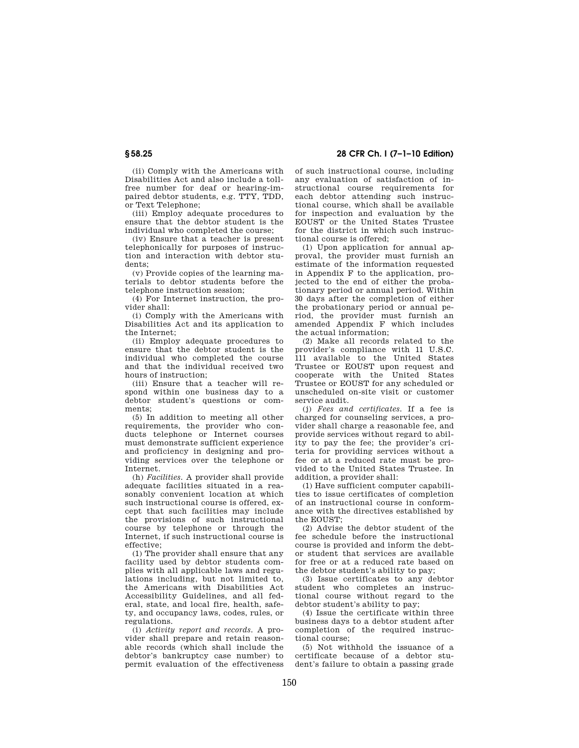(ii) Comply with the Americans with Disabilities Act and also include a toll-free number for deaf or hearing-impaired debtor students, e.g. TTY, TDD, or Text Telephone;

(iii) Employ adequate procedures to ensure that the debtor student is the individual who completed the course;

(iv) Ensure that a teacher is present telephonically for purposes of instruction and interaction with debtor students;

(v) Provide copies of the learning materials to debtor students before the telephone instruction session;

(4) For Internet instruction, the provider shall:

(i) Comply with the Americans with Disabilities Act and its application to the Internet;

(ii) Employ adequate procedures to ensure that the debtor student is the individual who completed the course and that the individual received two hours of instruction;

(iii) Ensure that a teacher will respond within one business day to a debtor student's questions or comments;

(5) In addition to meeting all other requirements, the provider who conducts telephone or Internet courses must demonstrate sufficient experience and proficiency in designing and providing services over the telephone or Internet.

(h) *Facilities.* A provider shall provide adequate facilities situated in a reasonably convenient location at which such instructional course is offered, except that such facilities may include the provisions of such instructional course by telephone or through the Internet, if such instructional course is effective;

(1) The provider shall ensure that any facility used by debtor students complies with all applicable laws and regulations including, but not limited to, the Americans with Disabilities Act Accessibility Guidelines, and all federal, state, and local fire, health, safety, and occupancy laws, codes, rules, or regulations.

(i) *Activity report and records.* A provider shall prepare and retain reasonable records (which shall include the debtor's bankruptcy case number) to permit evaluation of the effectiveness of such instructional course, including any evaluation of satisfaction of instructional course requirements for each debtor attending such instructional course, which shall be available for inspection and evaluation by the EOUST or the United States Trustee for the district in which such instructional course is offered;

(1) Upon application for annual approval, the provider must furnish an estimate of the information requested in Appendix F to the application, projected to the end of either the probationary period or annual period. Within 30 days after the completion of either the probationary period or annual period, the provider must furnish an amended Appendix F which includes the actual information;

(2) Make all records related to the provider's compliance with 11 U.S.C. 111 available to the United States Trustee or EOUST upon request and cooperate with the United States Trustee or EOUST for any scheduled or unscheduled on-site visit or customer service audit.

(j) *Fees and certificates.* If a fee is charged for counseling services, a provider shall charge a reasonable fee, and provide services without regard to ability to pay the fee; the provider's criteria for providing services without a fee or at a reduced rate must be provided to the United States Trustee. In addition, a provider shall:

(1) Have sufficient computer capabilities to issue certificates of completion of an instructional course in conformance with the directives established by the EOUST;

(2) Advise the debtor student of the fee schedule before the instructional course is provided and inform the debtor student that services are available for free or at a reduced rate based on the debtor student's ability to pay;

(3) Issue certificates to any debtor student who completes an instructional course without regard to the debtor student's ability to pay;

(4) Issue the certificate within three business days to a debtor student after completion of the required instructional course;

(5) Not withhold the issuance of a certificate because of a debtor student's failure to obtain a passing grade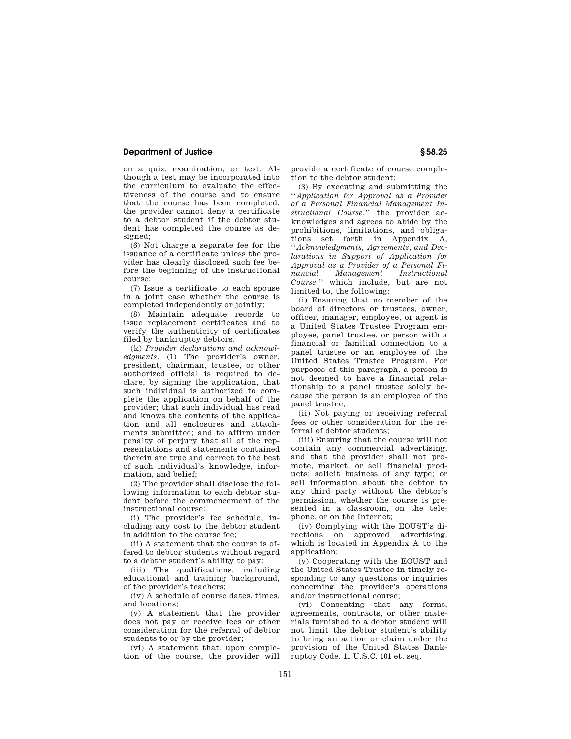on a quiz, examination, or test. Although a test may be incorporated into the curriculum to evaluate the effectiveness of the course and to ensure that the course has been completed, the provider cannot deny a certificate to a debtor student if the debtor student has completed the course as designed;

(6) Not charge a separate fee for the issuance of a certificate unless the provider has clearly disclosed such fee before the beginning of the instructional course;

(7) Issue a certificate to each spouse in a joint case whether the course is completed independently or jointly;

(8) Maintain adequate records to issue replacement certificates and to verify the authenticity of certificates filed by bankruptcy debtors.

(k) *Provider declarations and acknowledgments.* (1) The provider's owner, president, chairman, trustee, or other authorized official is required to declare, by signing the application, that such individual is authorized to complete the application on behalf of the provider; that such individual has read and knows the contents of the application and all enclosures and attachments submitted; and to affirm under penalty of perjury that all of the representations and statements contained therein are true and correct to the best of such individual's knowledge, information, and belief;

(2) The provider shall disclose the following information to each debtor student before the commencement of the instructional course:

(i) The provider's fee schedule, including any cost to the debtor student in addition to the course fee;

(ii) A statement that the course is offered to debtor students without regard to a debtor student's ability to pay;

(iii) The qualifications, including educational and training background, of the provider's teachers;

(iv) A schedule of course dates, times, and locations;

(v) A statement that the provider does not pay or receive fees or other consideration for the referral of debtor students to or by the provider;

(vi) A statement that, upon completion of the course, the provider will provide a certificate of course completion to the debtor student;

(3) By executing and submitting the "*Application for Approval as a Provider of a Personal Financial Management Instructional Course*," the provider acknowledges and agrees to abide by the prohibitions, limitations, and obligations set forth in Appendix A, "*Acknowledgments, Agreements, and Declarations in Support of Application for Approval as a Provider of a Personal Financial Management Instructional Course*," which include, but are not limited to, the following:

(i) Ensuring that no member of the board of directors or trustees, owner, officer, manager, employee, or agent is a United States Trustee Program employee, panel trustee, or person with a financial or familial connection to a panel trustee or an employee of the United States Trustee Program. For purposes of this paragraph, a person is not deemed to have a financial relationship to a panel trustee solely because the person is an employee of the panel trustee;

(ii) Not paying or receiving referral fees or other consideration for the referral of debtor students;

(iii) Ensuring that the course will not contain any commercial advertising, and that the provider shall not promote, market, or sell financial products; solicit business of any type; or sell information about the debtor to any third party without the debtor's permission, whether the course is presented in a classroom, on the telephone, or on the Internet;

(iv) Complying with the EOUST's directions on approved advertising, which is located in Appendix A to the application;

(v) Cooperating with the EOUST and the United States Trustee in timely responding to any questions or inquiries concerning the provider's operations and/or instructional course;

(vi) Consenting that any forms, agreements, contracts, or other materials furnished to a debtor student will not limit the debtor student's ability to bring an action or claim under the provision of the United States Bankruptcy Code. 11 U.S.C. 101 et. seq.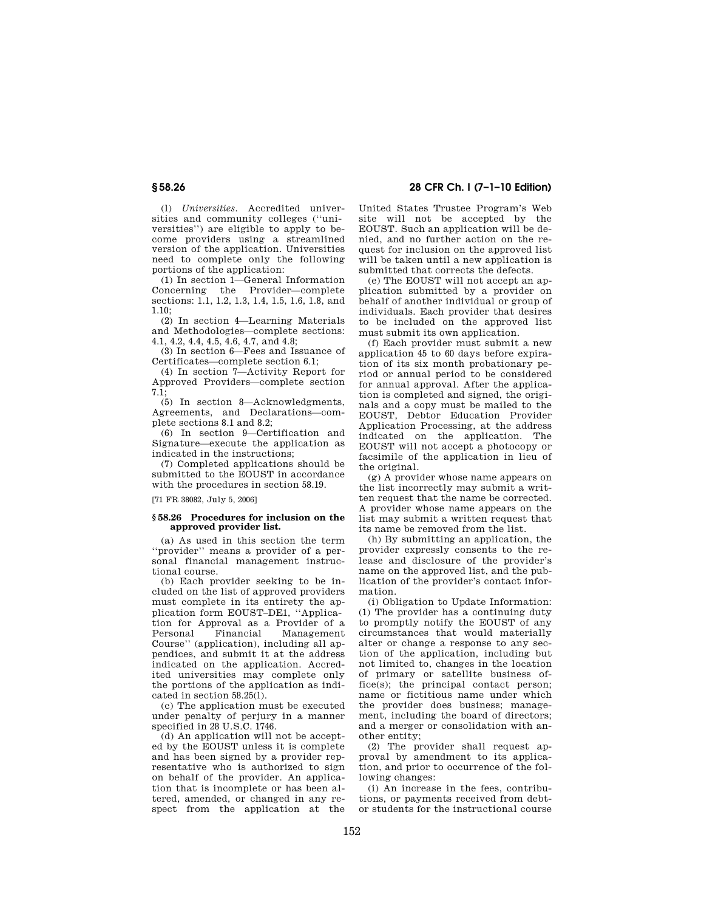(l) *Universities.* Accredited universities and community colleges (''universities'') are eligible to apply to become providers using a streamlined version of the application. Universities need to complete only the following portions of the application:

(1) In section 1—General Information Concerning the Provider—complete sections: 1.1, 1.2, 1.3, 1.4, 1.5, 1.6, 1.8, and 1.10;

(2) In section 4—Learning Materials and Methodologies—complete sections: 4.1, 4.2, 4.4, 4.5, 4.6, 4.7, and 4.8;

(3) In section 6—Fees and Issuance of Certificates—complete section 6.1;

(4) In section 7—Activity Report for Approved Providers—complete section 7.1;

(5) In section 8—Acknowledgments, Agreements, and Declarations—complete sections 8.1 and 8.2;

(6) In section 9—Certification and Signature—execute the application as indicated in the instructions;

(7) Completed applications should be submitted to the EOUST in accordance with the procedures in section 58.19.

[71 FR 38082, July 5, 2006]

### § 58.26 Procedures for inclusion on the approved provider list.

(a) As used in this section the term ''provider'' means a provider of a personal financial management instructional course.

(b) Each provider seeking to be included on the list of approved providers must complete in its entirety the application form EOUST–DE1, ''Application for Approval as a Provider of a Personal Financial Management Course'' (application), including all appendices, and submit it at the address indicated on the application. Accredited universities may complete only the portions of the application as indicated in section 58.25(l).

(c) The application must be executed under penalty of perjury in a manner specified in 28 U.S.C. 1746.

(d) An application will not be accepted by the EOUST unless it is complete and has been signed by a provider representative who is authorized to sign on behalf of the provider. An application that is incomplete or has been altered, amended, or changed in any respect from the application at the United States Trustee Program's Web site will not be accepted by the EOUST. Such an application will be denied, and no further action on the request for inclusion on the approved list will be taken until a new application is submitted that corrects the defects.

(e) The EOUST will not accept an application submitted by a provider on behalf of another individual or group of individuals. Each provider that desires to be included on the approved list must submit its own application.

(f) Each provider must submit a new application 45 to 60 days before expiration of its six month probationary period or annual period to be considered for annual approval. After the application is completed and signed, the originals and a copy must be mailed to the EOUST, Debtor Education Provider Application Processing, at the address indicated on the application. The EOUST will not accept a photocopy or facsimile of the application in lieu of the original.

(g) A provider whose name appears on the list incorrectly may submit a written request that the name be corrected. A provider whose name appears on the list may submit a written request that its name be removed from the list.

(h) By submitting an application, the provider expressly consents to the release and disclosure of the provider's name on the approved list, and the publication of the provider's contact information.

(i) Obligation to Update Information: (1) The provider has a continuing duty to promptly notify the EOUST of any circumstances that would materially alter or change a response to any section of the application, including but not limited to, changes in the location of primary or satellite business office(s); the principal contact person; name or fictitious name under which the provider does business; management, including the board of directors; and a merger or consolidation with another entity;

(2) The provider shall request approval by amendment to its application, and prior to occurrence of the following changes:

(i) An increase in the fees, contributions, or payments received from debtor students for the instructional course